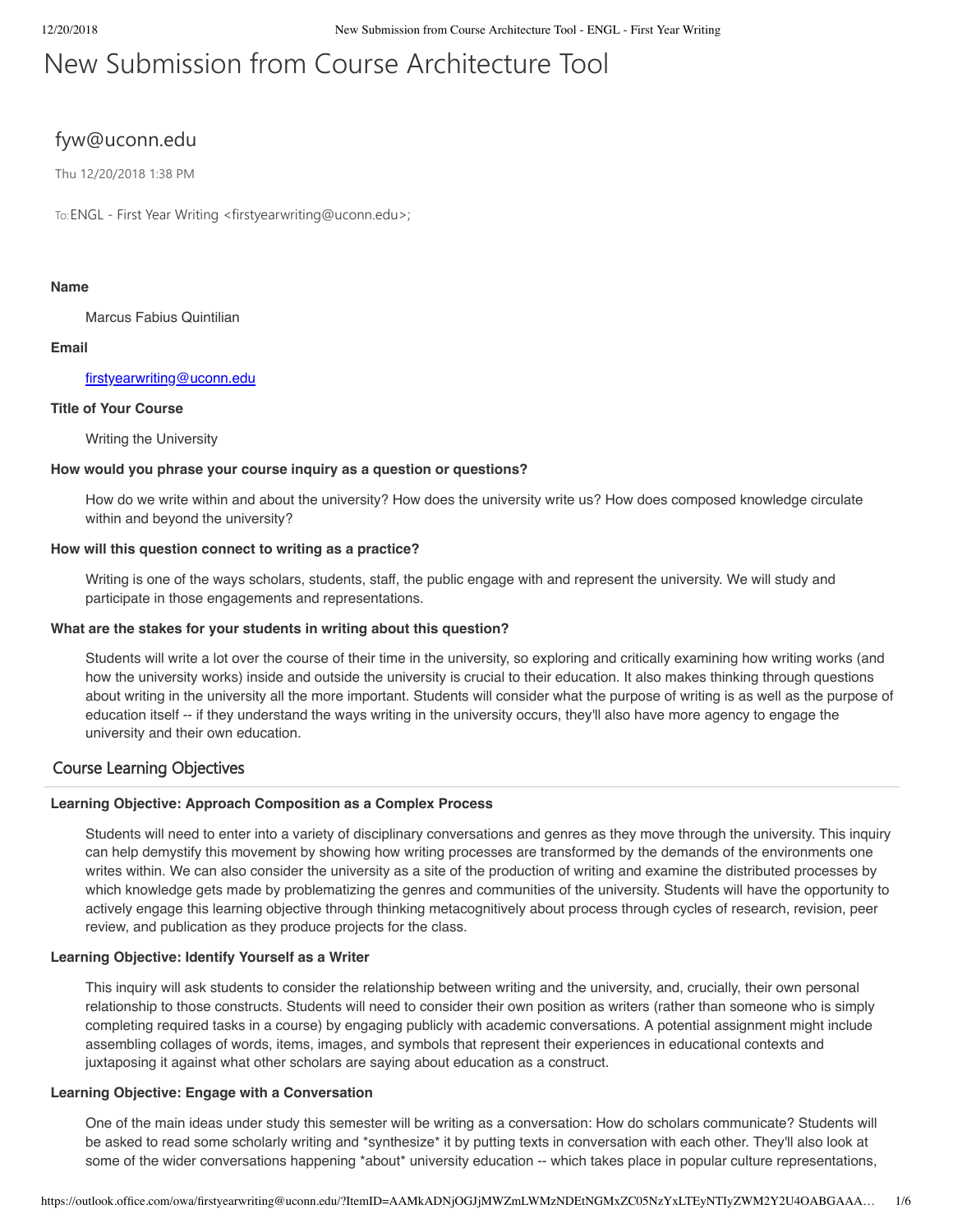# New Submission from Course Architecture Tool

## fyw@uconn.edu

Thu 12/20/2018 1:38 PM

To: ENGL - First Year Writing <firstyearwriting@uconn.edu>;

**Name**

Marcus Fabius Quintilian

**Email**

firstyearwriting@uconn.edu

**Title of Your Course**

Writing the University

**How would you phrase your course inquiry as a question or questions?**

How do we write within and about the university? How does the university write us? How does composed knowledge circulate within and beyond the university?

**How will this question connect to writing as a practice?**

Writing is one of the ways scholars, students, staff, the public engage with and represent the university. We will study and participate in those engagements and representations.

**What are the stakes for your students in writing about this question?**

Students will write a lot over the course of their time in the university, so exploring and critically examining how writing works (and how the university works) inside and outside the university is crucial to their education. It also makes thinking through questions about writing in the university all the more important. Students will consider what the purpose of writing is as well as the purpose of education itself -- if they understand the ways writing in the university occurs, they'll also have more agency to engage the university and their own education.

## Course Learning Objectives

**Learning Objective: Approach Composition as a Complex Process**

Students will need to enter into a variety of disciplinary conversations and genres as they move through the university. This inquiry can help demystify this movement by showing how writing processes are transformed by the demands of the environments one writes within. We can also consider the university as a site of the production of writing and examine the distributed processes by which knowledge gets made by problematizing the genres and communities of the university. Students will have the opportunity to actively engage this learning objective through thinking metacognitively about process through cycles of research, revision, peer review, and publication as they produce projects for the class.

**Learning Objective: Identify Yourself as a Writer**

This inquiry will ask students to consider the relationship between writing and the university, and, crucially, their own personal relationship to those constructs. Students will need to consider their own position as writers (rather than someone who is simply completing required tasks in a course) by engaging publicly with academic conversations. A potential assignment might include assembling collages of words, items, images, and symbols that represent their experiences in educational contexts and juxtaposing it against what other scholars are saying about education as a construct.

**Learning Objective: Engage with a Conversation**

One of the main ideas under study this semester will be writing as a conversation: How do scholars communicate? Students will be asked to read some scholarly writing and *synthesize* it by putting texts in conversation with each other. They'll also look at some of the wider conversations happening *about* university education -- which takes place in popular culture representations,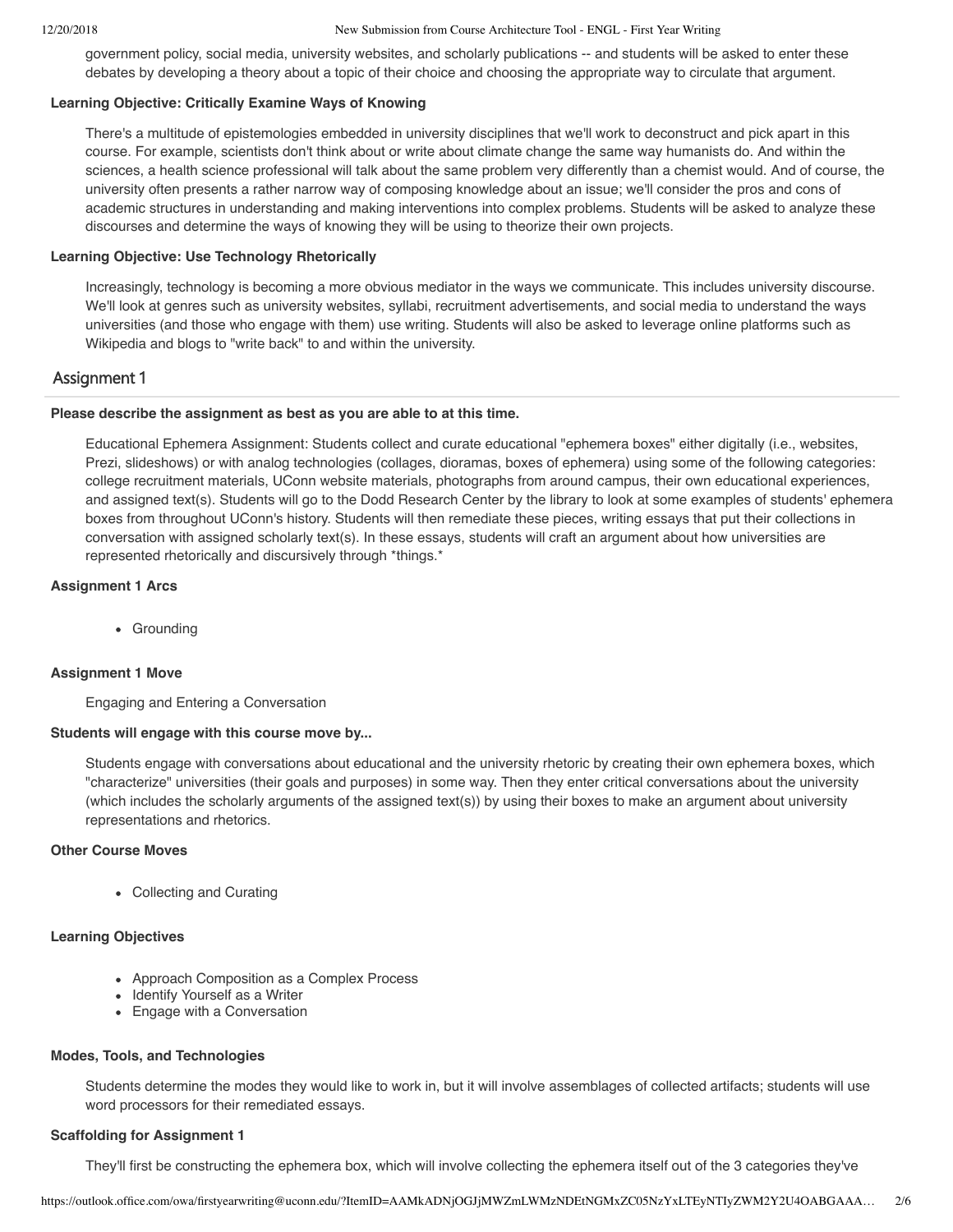government policy, social media, university websites, and scholarly publications -- and students will be asked to enter these debates by developing a theory about a topic of their choice and choosing the appropriate way to circulate that argument.

**Learning Objective: Critically Examine Ways of Knowing**

There's a multitude of epistemologies embedded in university disciplines that we'll work to deconstruct and pick apart in this course. For example, scientists don't think about or write about climate change the same way humanists do. And within the sciences, a health science professional will talk about the same problem very differently than a chemist would. And of course, the university often presents a rather narrow way of composing knowledge about an issue; we'll consider the pros and cons of academic structures in understanding and making interventions into complex problems. Students will be asked to analyze these discourses and determine the ways of knowing they will be using to theorize their own projects.

**Learning Objective: Use Technology Rhetorically**

Increasingly, technology is becoming a more obvious mediator in the ways we communicate. This includes university discourse. We'll look at genres such as university websites, syllabi, recruitment advertisements, and social media to understand the ways universities (and those who engage with them) use writing. Students will also be asked to leverage online platforms such as Wikipedia and blogs to "write back" to and within the university.

## Assignment 1

**Please describe the assignment as best as you are able to at this time.**

Educational Ephemera Assignment: Students collect and curate educational "ephemera boxes" either digitally (i.e., websites, Prezi, slideshows) or with analog technologies (collages, dioramas, boxes of ephemera) using some of the following categories: college recruitment materials, UConn website materials, photographs from around campus, their own educational experiences, and assigned text(s). Students will go to the Dodd Research Center by the library to look at some examples of students' ephemera boxes from throughout UConn's history. Students will then remediate these pieces, writing essays that put their collections in conversation with assigned scholarly text(s). In these essays, students will craft an argument about how universities are represented rhetorically and discursively through *things.*

**Assignment 1 Arcs**

- Grounding

**Assignment 1 Move**

Engaging and Entering a Conversation

**Students will engage with this course move by...**

Students engage with conversations about educational and the university rhetoric by creating their own ephemera boxes, which "characterize" universities (their goals and purposes) in some way. Then they enter critical conversations about the university (which includes the scholarly arguments of the assigned text(s)) by using their boxes to make an argument about university representations and rhetorics.

**Other Course Moves**

- Collecting and Curating

**Learning Objectives**

- Approach Composition as a Complex Process
- Identify Yourself as a Writer
- Engage with a Conversation

**Modes, Tools, and Technologies**

Students determine the modes they would like to work in, but it will involve assemblages of collected artifacts; students will use word processors for their remediated essays.

**Scaffolding for Assignment 1**

They'll first be constructing the ephemera box, which will involve collecting the ephemera itself out of the 3 categories they've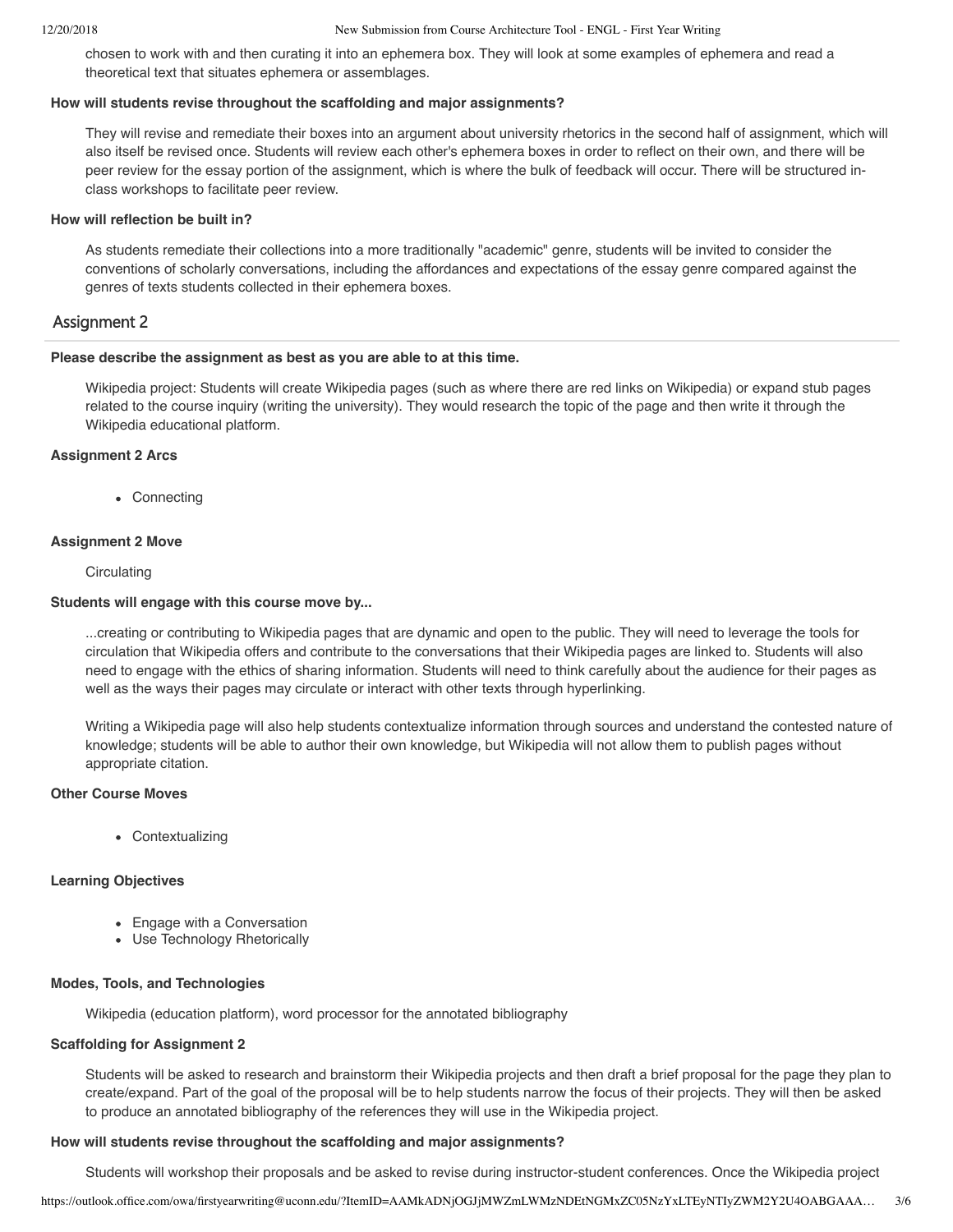chosen to work with and then curating it into an ephemera box. They will look at some examples of ephemera and read a theoretical text that situates ephemera or assemblages.

**How will students revise throughout the scaffolding and major assignments?**

They will revise and remediate their boxes into an argument about university rhetorics in the second half of assignment, which will also itself be revised once. Students will review each other's ephemera boxes in order to reflect on their own, and there will be peer review for the essay portion of the assignment, which is where the bulk of feedback will occur. There will be structured in-class workshops to facilitate peer review.

**How will reflection be built in?**

As students remediate their collections into a more traditionally "academic" genre, students will be invited to consider the conventions of scholarly conversations, including the affordances and expectations of the essay genre compared against the genres of texts students collected in their ephemera boxes.

## Assignment 2

**Please describe the assignment as best as you are able to at this time.**

Wikipedia project: Students will create Wikipedia pages (such as where there are red links on Wikipedia) or expand stub pages related to the course inquiry (writing the university). They would research the topic of the page and then write it through the Wikipedia educational platform.

**Assignment 2 Arcs**

- Connecting

**Assignment 2 Move**

Circulating

**Students will engage with this course move by...**

...creating or contributing to Wikipedia pages that are dynamic and open to the public. They will need to leverage the tools for circulation that Wikipedia offers and contribute to the conversations that their Wikipedia pages are linked to. Students will also need to engage with the ethics of sharing information. Students will need to think carefully about the audience for their pages as well as the ways their pages may circulate or interact with other texts through hyperlinking.

Writing a Wikipedia page will also help students contextualize information through sources and understand the contested nature of knowledge; students will be able to author their own knowledge, but Wikipedia will not allow them to publish pages without appropriate citation.

**Other Course Moves**

- Contextualizing

**Learning Objectives**

- Engage with a Conversation
- Use Technology Rhetorically

**Modes, Tools, and Technologies**

Wikipedia (education platform), word processor for the annotated bibliography

**Scaffolding for Assignment 2**

Students will be asked to research and brainstorm their Wikipedia projects and then draft a brief proposal for the page they plan to create/expand. Part of the goal of the proposal will be to help students narrow the focus of their projects. They will then be asked to produce an annotated bibliography of the references they will use in the Wikipedia project.

**How will students revise throughout the scaffolding and major assignments?**

Students will workshop their proposals and be asked to revise during instructor-student conferences. Once the Wikipedia project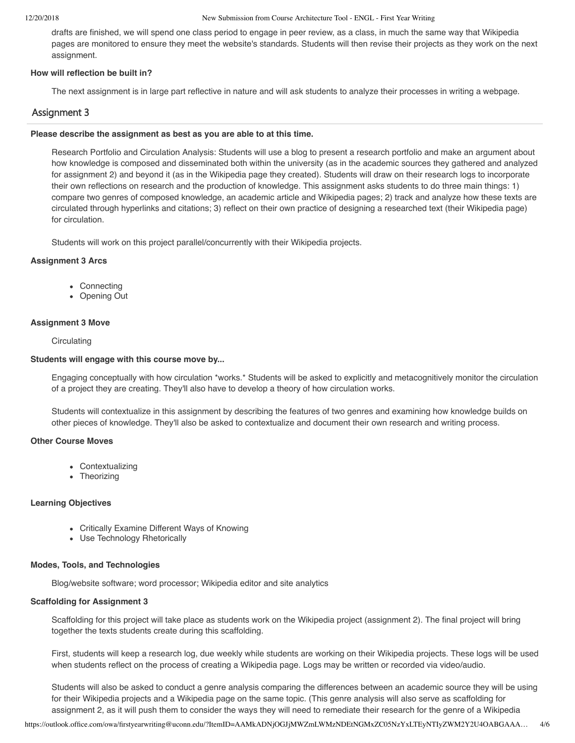drafts are finished, we will spend one class period to engage in peer review, as a class, in much the same way that Wikipedia pages are monitored to ensure they meet the website's standards. Students will then revise their projects as they work on the next assignment.

**How will reflection be built in?**

The next assignment is in large part reflective in nature and will ask students to analyze their processes in writing a webpage.

## Assignment 3

**Please describe the assignment as best as you are able to at this time.**

Research Portfolio and Circulation Analysis: Students will use a blog to present a research portfolio and make an argument about how knowledge is composed and disseminated both within the university (as in the academic sources they gathered and analyzed for assignment 2) and beyond it (as in the Wikipedia page they created). Students will draw on their research logs to incorporate their own reflections on research and the production of knowledge. This assignment asks students to do three main things: 1) compare two genres of composed knowledge, an academic article and Wikipedia pages; 2) track and analyze how these texts are circulated through hyperlinks and citations; 3) reflect on their own practice of designing a researched text (their Wikipedia page) for circulation.

Students will work on this project parallel/concurrently with their Wikipedia projects.

**Assignment 3 Arcs**

- Connecting
- Opening Out

**Assignment 3 Move**

Circulating

**Students will engage with this course move by...**

Engaging conceptually with how circulation *works.* Students will be asked to explicitly and metacognitively monitor the circulation of a project they are creating. They'll also have to develop a theory of how circulation works.

Students will contextualize in this assignment by describing the features of two genres and examining how knowledge builds on other pieces of knowledge. They'll also be asked to contextualize and document their own research and writing process.

**Other Course Moves**

- Contextualizing
- Theorizing

**Learning Objectives**

- Critically Examine Different Ways of Knowing
- Use Technology Rhetorically

**Modes, Tools, and Technologies**

Blog/website software; word processor; Wikipedia editor and site analytics

**Scaffolding for Assignment 3**

Scaffolding for this project will take place as students work on the Wikipedia project (assignment 2). The final project will bring together the texts students create during this scaffolding.

First, students will keep a research log, due weekly while students are working on their Wikipedia projects. These logs will be used when students reflect on the process of creating a Wikipedia page. Logs may be written or recorded via video/audio.

Students will also be asked to conduct a genre analysis comparing the differences between an academic source they will be using for their Wikipedia projects and a Wikipedia page on the same topic. (This genre analysis will also serve as scaffolding for assignment 2, as it will push them to consider the ways they will need to remediate their research for the genre of a Wikipedia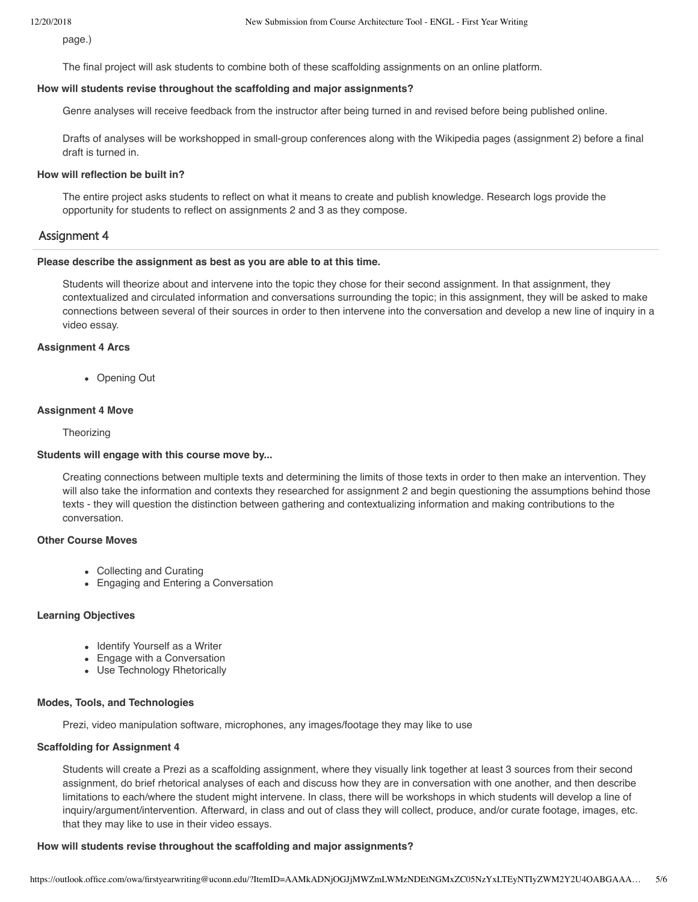page.)

The final project will ask students to combine both of these scaffolding assignments on an online platform.

**How will students revise throughout the scaffolding and major assignments?**

Genre analyses will receive feedback from the instructor after being turned in and revised before being published online.

Drafts of analyses will be workshopped in small-group conferences along with the Wikipedia pages (assignment 2) before a final draft is turned in.

**How will reflection be built in?**

The entire project asks students to reflect on what it means to create and publish knowledge. Research logs provide the opportunity for students to reflect on assignments 2 and 3 as they compose.

## Assignment 4

**Please describe the assignment as best as you are able to at this time.**

Students will theorize about and intervene into the topic they chose for their second assignment. In that assignment, they contextualized and circulated information and conversations surrounding the topic; in this assignment, they will be asked to make connections between several of their sources in order to then intervene into the conversation and develop a new line of inquiry in a video essay.

**Assignment 4 Arcs**

- Opening Out

**Assignment 4 Move**

Theorizing

**Students will engage with this course move by...**

Creating connections between multiple texts and determining the limits of those texts in order to then make an intervention. They will also take the information and contexts they researched for assignment 2 and begin questioning the assumptions behind those texts - they will question the distinction between gathering and contextualizing information and making contributions to the conversation.

**Other Course Moves**

- Collecting and Curating
- Engaging and Entering a Conversation

**Learning Objectives**

- Identify Yourself as a Writer
- Engage with a Conversation
- Use Technology Rhetorically

**Modes, Tools, and Technologies**

Prezi, video manipulation software, microphones, any images/footage they may like to use

**Scaffolding for Assignment 4**

Students will create a Prezi as a scaffolding assignment, where they visually link together at least 3 sources from their second assignment, do brief rhetorical analyses of each and discuss how they are in conversation with one another, and then describe limitations to each/where the student might intervene. In class, there will be workshops in which students will develop a line of inquiry/argument/intervention. Afterward, in class and out of class they will collect, produce, and/or curate footage, images, etc. that they may like to use in their video essays.

**How will students revise throughout the scaffolding and major assignments?**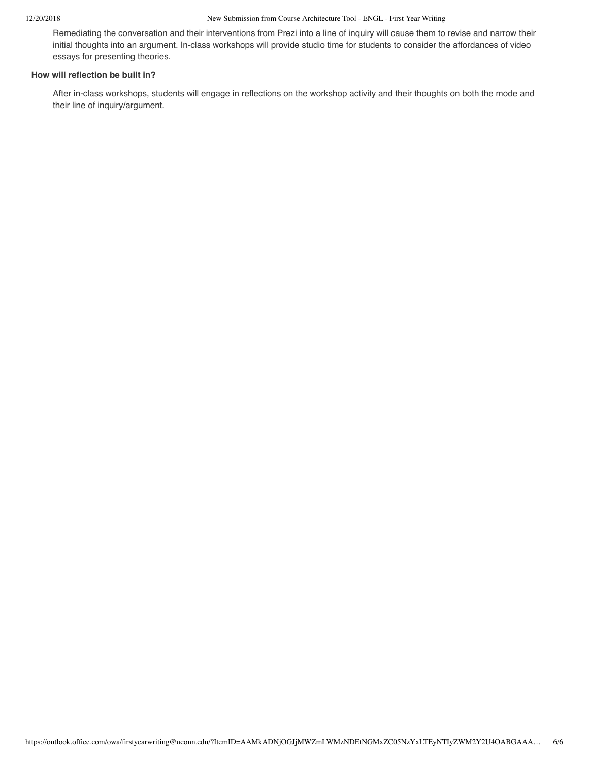Remediating the conversation and their interventions from Prezi into a line of inquiry will cause them to revise and narrow their initial thoughts into an argument. In-class workshops will provide studio time for students to consider the affordances of video essays for presenting theories.

**How will reflection be built in?**

After in-class workshops, students will engage in reflections on the workshop activity and their thoughts on both the mode and their line of inquiry/argument.